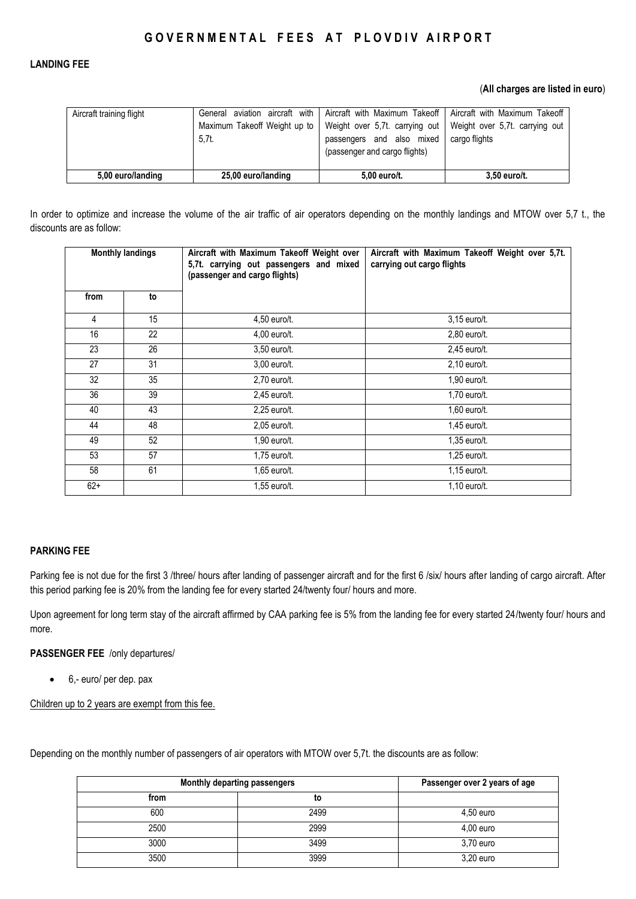# GOVERNMENTAL FEES AT PLOVDIV AIRPORT

**LANDING FEE**

(**All charges are listed in euro**)

| Aircraft training flight | General aviation aircraft with Maximum Takeoff Weight up to 5,7t. | Aircraft with Maximum Takeoff Weight over 5,7t. carrying out passengers and also mixed (passenger and cargo flights) | Aircraft with Maximum Takeoff Weight over 5,7t. carrying out cargo flights |
|---|---|---|---|
| **5,00 euro/landing** | **25,00 euro/landing** | **5,00 euro/t.** | **3,50 euro/t.** |

In order to optimize and increase the volume of the air traffic of air operators depending on the monthly landings and MTOW over 5,7 t., the discounts are as follow:

| **Monthly landings** | | **Aircraft with Maximum Takeoff Weight over 5,7t. carrying out passengers and mixed (passenger and cargo flights)** | **Aircraft with Maximum Takeoff Weight over 5,7t. carrying out cargo flights** |
|---|---|---|---|
| **from** | **to** | | |
| 4 | 15 | 4,50 euro/t. | 3,15 euro/t. |
| 16 | 22 | 4,00 euro/t. | 2,80 euro/t. |
| 23 | 26 | 3,50 euro/t. | 2,45 euro/t. |
| 27 | 31 | 3,00 euro/t. | 2,10 euro/t. |
| 32 | 35 | 2,70 euro/t. | 1,90 euro/t. |
| 36 | 39 | 2,45 euro/t. | 1,70 euro/t. |
| 40 | 43 | 2,25 euro/t. | 1,60 euro/t. |
| 44 | 48 | 2,05 euro/t. | 1,45 euro/t. |
| 49 | 52 | 1,90 euro/t. | 1,35 euro/t. |
| 53 | 57 | 1,75 euro/t. | 1,25 euro/t. |
| 58 | 61 | 1,65 euro/t. | 1,15 euro/t. |
| 62+ | | 1,55 euro/t. | 1,10 euro/t. |

**PARKING FEE**

Parking fee is not due for the first 3 /three/ hours after landing of passenger aircraft and for the first 6 /six/ hours after landing of cargo aircraft. After this period parking fee is 20% from the landing fee for every started 24/twenty four/ hours and more.

Upon agreement for long term stay of the aircraft affirmed by CAA parking fee is 5% from the landing fee for every started 24/twenty four/ hours and more.

**PASSENGER FEE** /only departures/

- 6,- euro/ per dep. pax

Children up to 2 years are exempt from this fee.

Depending on the monthly number of passengers of air operators with MTOW over 5,7t. the discounts are as follow:

| **Monthly departing passengers** | | **Passenger over 2 years of age** |
|---|---|---|
| **from** | **to** | |
| 600 | 2499 | 4,50 euro |
| 2500 | 2999 | 4,00 euro |
| 3000 | 3499 | 3,70 euro |
| 3500 | 3999 | 3,20 euro |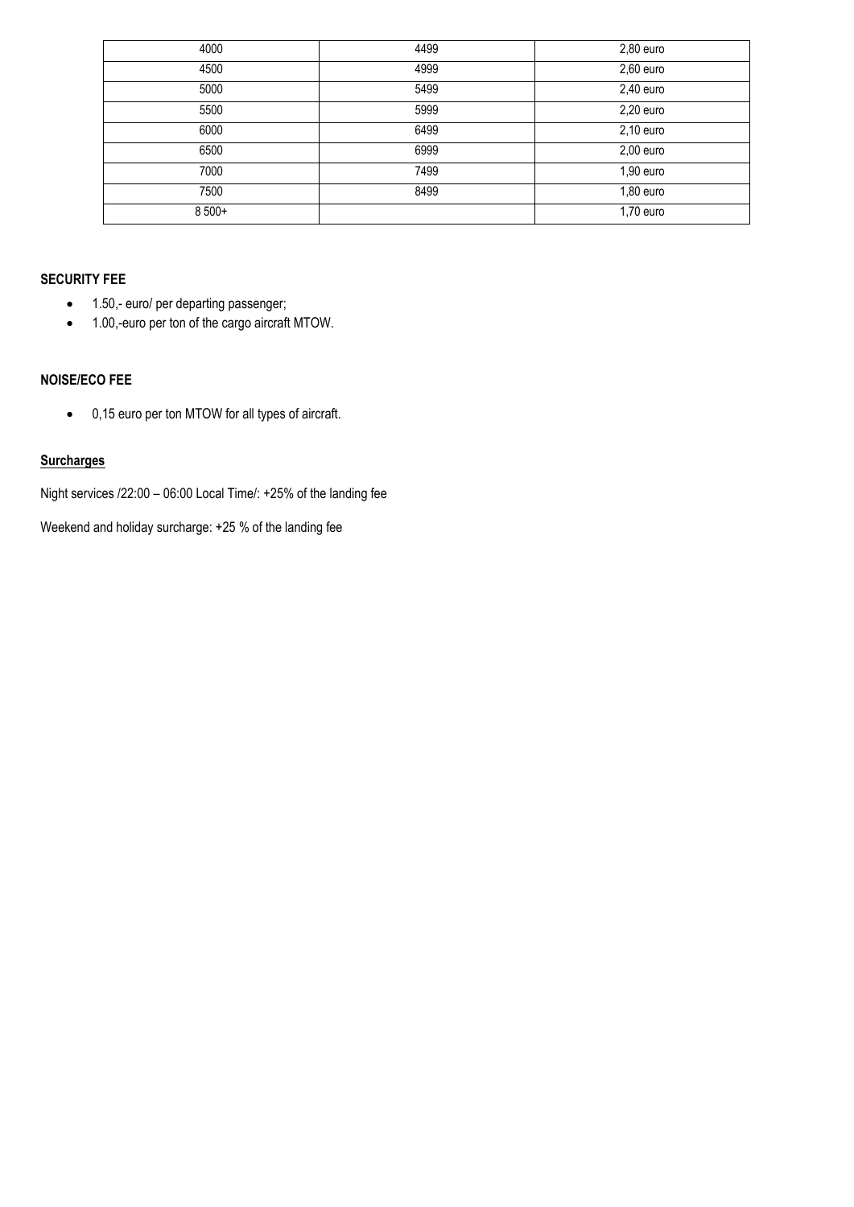| | | |
|---|---|---|
| 4000 | 4499 | 2,80 euro |
| 4500 | 4999 | 2,60 euro |
| 5000 | 5499 | 2,40 euro |
| 5500 | 5999 | 2,20 euro |
| 6000 | 6499 | 2,10 euro |
| 6500 | 6999 | 2,00 euro |
| 7000 | 7499 | 1,90 euro |
| 7500 | 8499 | 1,80 euro |
| 8 500+ | | 1,70 euro |

**SECURITY FEE**

- 1.50,- euro/ per departing passenger;
- 1.00,-euro per ton of the cargo aircraft MTOW.

**NOISE/ECO FEE**

- 0,15 euro per ton MTOW for all types of aircraft.

**Surcharges**

Night services /22:00 – 06:00 Local Time/: +25% of the landing fee

Weekend and holiday surcharge: +25 % of the landing fee